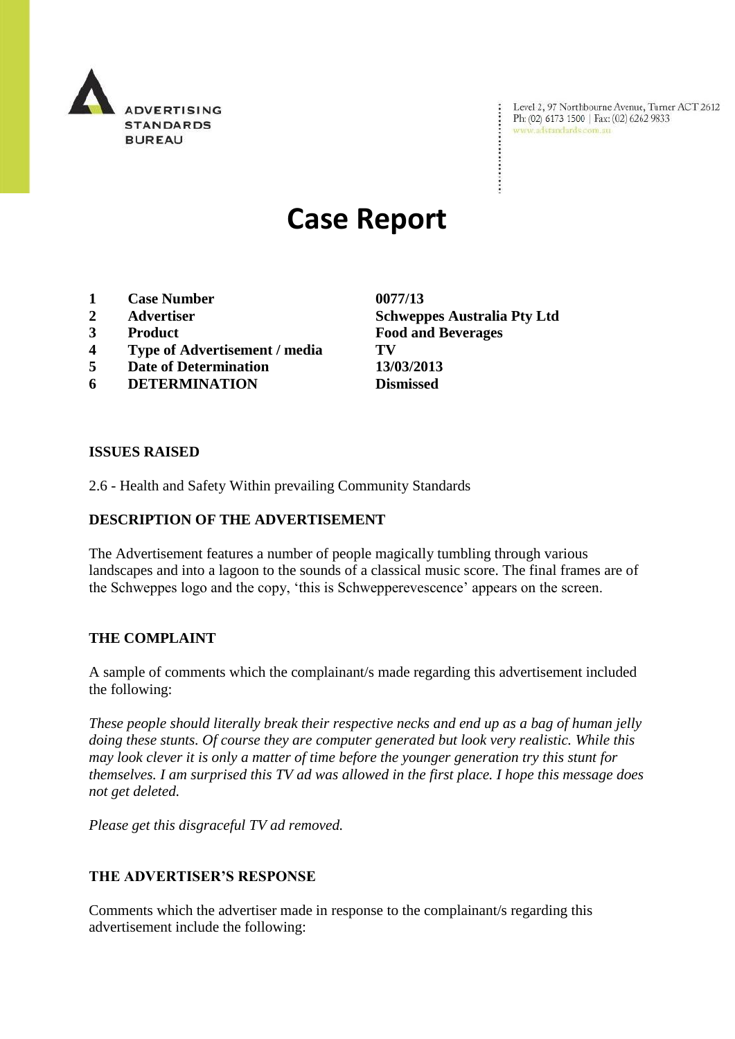ADVERTISING STANDARDS BUREAU

Level 2, 97 Northbourne Avenue, Turner ACT 2612
Ph: (02) 6173 1500 | Fax: (02) 6262 9833
www.adstandards.com.au

# Case Report

| | | |
|---|---|---|
| **1** | **Case Number** | **0077/13** |
| **2** | **Advertiser** | **Schweppes Australia Pty Ltd** |
| **3** | **Product** | **Food and Beverages** |
| **4** | **Type of Advertisement / media** | **TV** |
| **5** | **Date of Determination** | **13/03/2013** |
| **6** | **DETERMINATION** | **Dismissed** |

## ISSUES RAISED

2.6 - Health and Safety Within prevailing Community Standards

## DESCRIPTION OF THE ADVERTISEMENT

The Advertisement features a number of people magically tumbling through various landscapes and into a lagoon to the sounds of a classical music score. The final frames are of the Schweppes logo and the copy, 'this is Schwepperevescence' appears on the screen.

## THE COMPLAINT

A sample of comments which the complainant/s made regarding this advertisement included the following:

*These people should literally break their respective necks and end up as a bag of human jelly doing these stunts. Of course they are computer generated but look very realistic. While this may look clever it is only a matter of time before the younger generation try this stunt for themselves. I am surprised this TV ad was allowed in the first place. I hope this message does not get deleted.*

*Please get this disgraceful TV ad removed.*

## THE ADVERTISER'S RESPONSE

Comments which the advertiser made in response to the complainant/s regarding this advertisement include the following: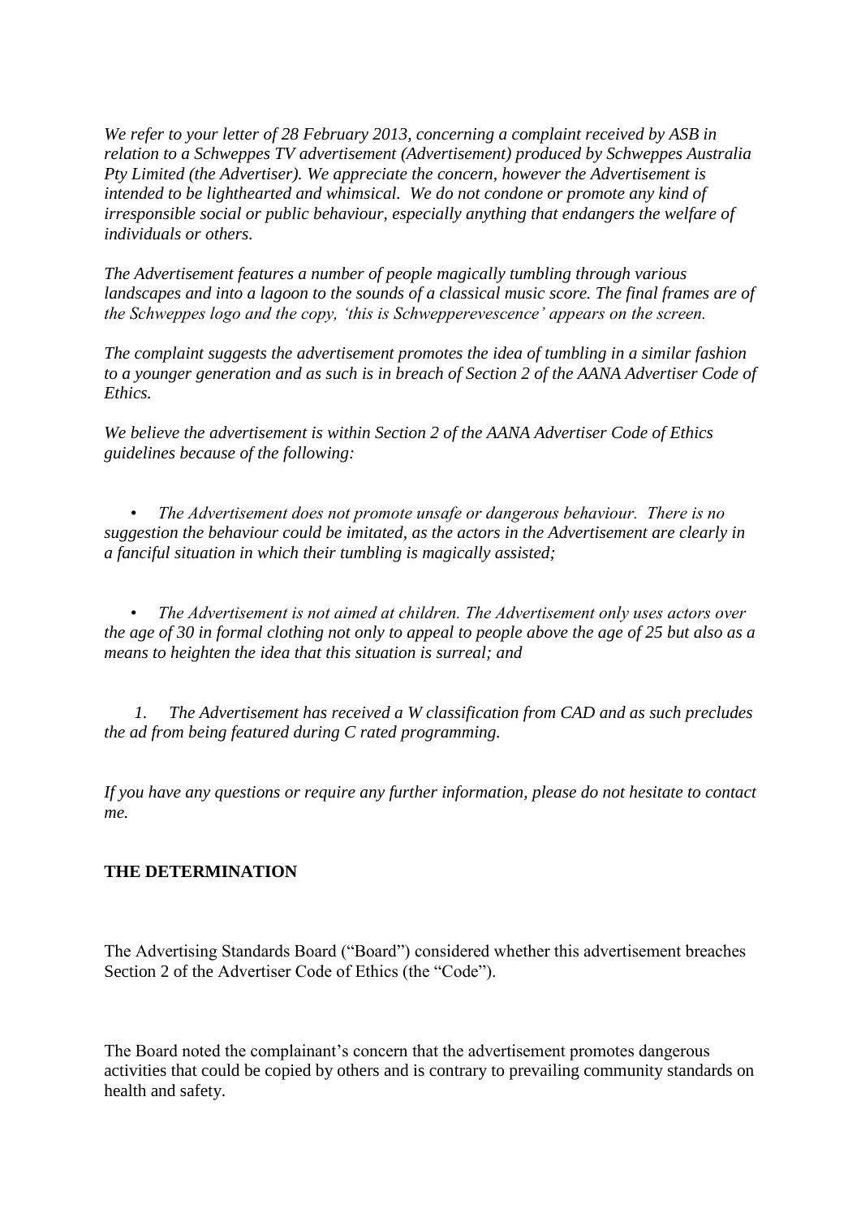*We refer to your letter of 28 February 2013, concerning a complaint received by ASB in relation to a Schweppes TV advertisement (Advertisement) produced by Schweppes Australia Pty Limited (the Advertiser). We appreciate the concern, however the Advertisement is intended to be lighthearted and whimsical. We do not condone or promote any kind of irresponsible social or public behaviour, especially anything that endangers the welfare of individuals or others.*

*The Advertisement features a number of people magically tumbling through various landscapes and into a lagoon to the sounds of a classical music score. The final frames are of the Schweppes logo and the copy, 'this is Schwepperevescence' appears on the screen.*

*The complaint suggests the advertisement promotes the idea of tumbling in a similar fashion to a younger generation and as such is in breach of Section 2 of the AANA Advertiser Code of Ethics.*

*We believe the advertisement is within Section 2 of the AANA Advertiser Code of Ethics guidelines because of the following:*

- *The Advertisement does not promote unsafe or dangerous behaviour. There is no suggestion the behaviour could be imitated, as the actors in the Advertisement are clearly in a fanciful situation in which their tumbling is magically assisted;*

- *The Advertisement is not aimed at children. The Advertisement only uses actors over the age of 30 in formal clothing not only to appeal to people above the age of 25 but also as a means to heighten the idea that this situation is surreal; and*

1. *The Advertisement has received a W classification from CAD and as such precludes the ad from being featured during C rated programming.*

*If you have any questions or require any further information, please do not hesitate to contact me.*

**THE DETERMINATION**

The Advertising Standards Board ("Board") considered whether this advertisement breaches Section 2 of the Advertiser Code of Ethics (the "Code").

The Board noted the complainant's concern that the advertisement promotes dangerous activities that could be copied by others and is contrary to prevailing community standards on health and safety.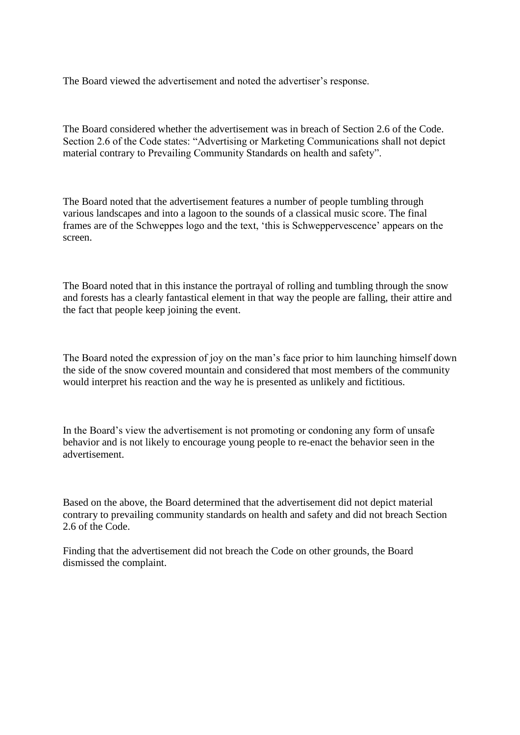The Board viewed the advertisement and noted the advertiser's response.

The Board considered whether the advertisement was in breach of Section 2.6 of the Code. Section 2.6 of the Code states: "Advertising or Marketing Communications shall not depict material contrary to Prevailing Community Standards on health and safety".

The Board noted that the advertisement features a number of people tumbling through various landscapes and into a lagoon to the sounds of a classical music score. The final frames are of the Schweppes logo and the text, 'this is Schweppervescence' appears on the screen.

The Board noted that in this instance the portrayal of rolling and tumbling through the snow and forests has a clearly fantastical element in that way the people are falling, their attire and the fact that people keep joining the event.

The Board noted the expression of joy on the man's face prior to him launching himself down the side of the snow covered mountain and considered that most members of the community would interpret his reaction and the way he is presented as unlikely and fictitious.

In the Board's view the advertisement is not promoting or condoning any form of unsafe behavior and is not likely to encourage young people to re-enact the behavior seen in the advertisement.

Based on the above, the Board determined that the advertisement did not depict material contrary to prevailing community standards on health and safety and did not breach Section 2.6 of the Code.

Finding that the advertisement did not breach the Code on other grounds, the Board dismissed the complaint.